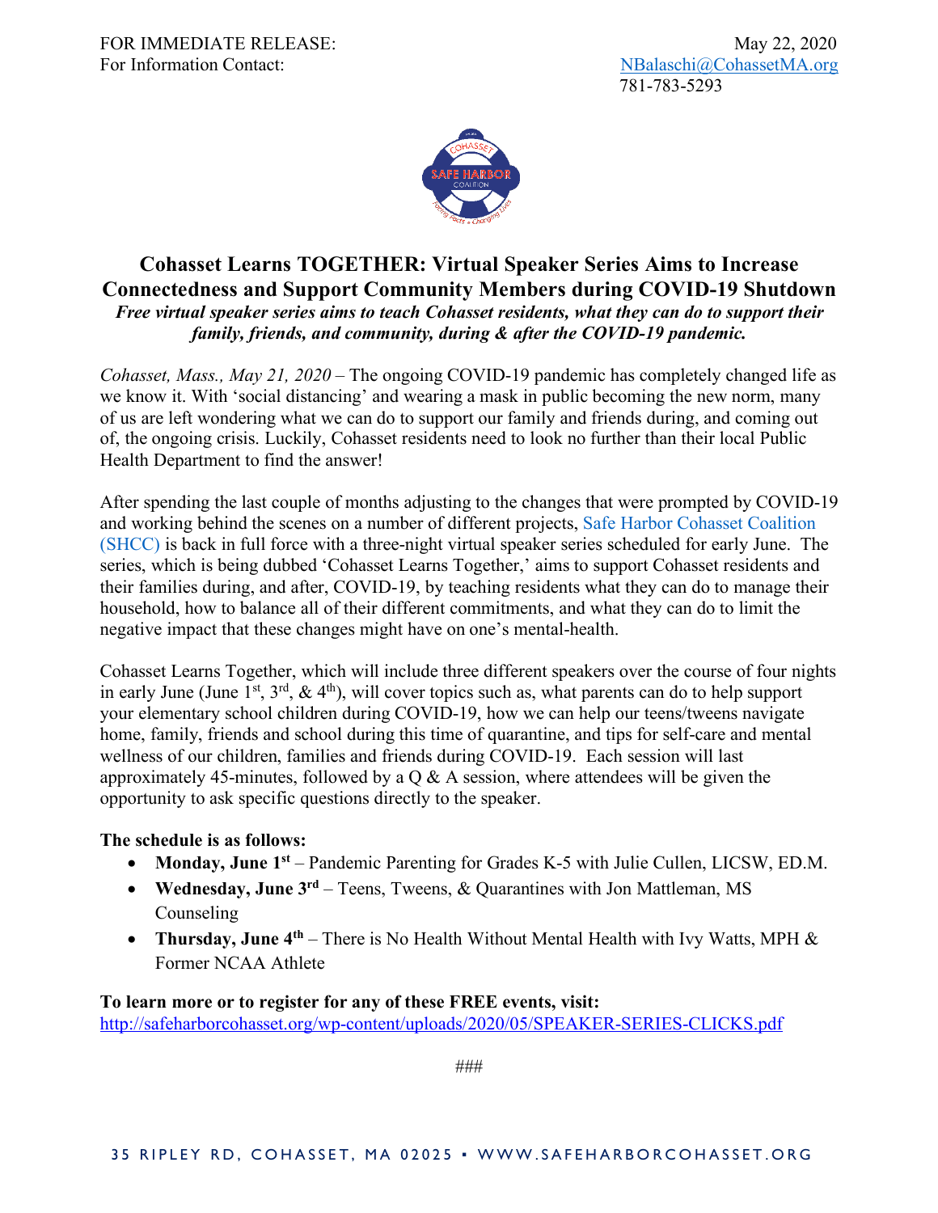FOR IMMEDIATE RELEASE: May 22, 2020
For Information Contact: NBalaschi@CohassetMA.org
781-783-5293

# Cohasset Learns TOGETHER: Virtual Speaker Series Aims to Increase Connectedness and Support Community Members during COVID-19 Shutdown

***Free virtual speaker series aims to teach Cohasset residents, what they can do to support their family, friends, and community, during & after the COVID-19 pandemic.***

*Cohasset, Mass., May 21, 2020* – The ongoing COVID-19 pandemic has completely changed life as we know it. With 'social distancing' and wearing a mask in public becoming the new norm, many of us are left wondering what we can do to support our family and friends during, and coming out of, the ongoing crisis. Luckily, Cohasset residents need to look no further than their local Public Health Department to find the answer!

After spending the last couple of months adjusting to the changes that were prompted by COVID-19 and working behind the scenes on a number of different projects, Safe Harbor Cohasset Coalition (SHCC) is back in full force with a three-night virtual speaker series scheduled for early June. The series, which is being dubbed 'Cohasset Learns Together,' aims to support Cohasset residents and their families during, and after, COVID-19, by teaching residents what they can do to manage their household, how to balance all of their different commitments, and what they can do to limit the negative impact that these changes might have on one's mental-health.

Cohasset Learns Together, which will include three different speakers over the course of four nights in early June (June 1st, 3rd, & 4th), will cover topics such as, what parents can do to help support your elementary school children during COVID-19, how we can help our teens/tweens navigate home, family, friends and school during this time of quarantine, and tips for self-care and mental wellness of our children, families and friends during COVID-19. Each session will last approximately 45-minutes, followed by a Q & A session, where attendees will be given the opportunity to ask specific questions directly to the speaker.

**The schedule is as follows:**

- **Monday, June 1st** – Pandemic Parenting for Grades K-5 with Julie Cullen, LICSW, ED.M.
- **Wednesday, June 3rd** – Teens, Tweens, & Quarantines with Jon Mattleman, MS Counseling
- **Thursday, June 4th** – There is No Health Without Mental Health with Ivy Watts, MPH & Former NCAA Athlete

**To learn more or to register for any of these FREE events, visit:**
http://safeharborcohasset.org/wp-content/uploads/2020/05/SPEAKER-SERIES-CLICKS.pdf

###

35 RIPLEY RD, COHASSET, MA 02025 • WWW.SAFEHARBORCOHASSET.ORG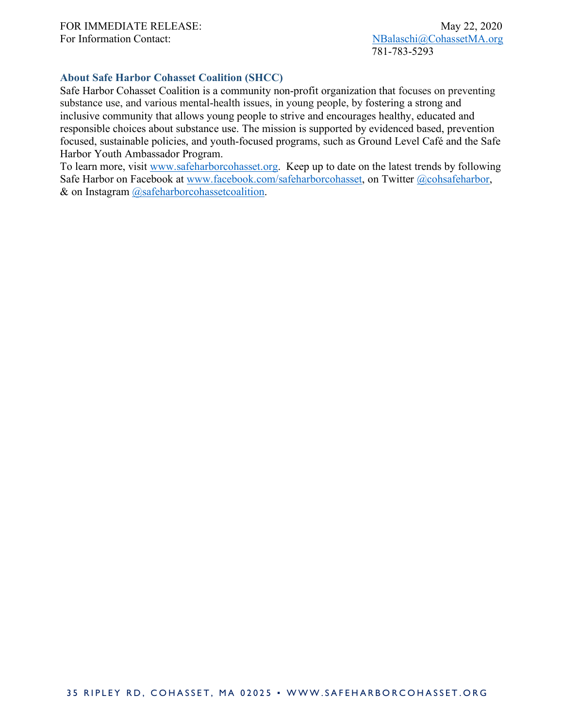FOR IMMEDIATE RELEASE: May 22, 2020

For Information Contact: NBalaschi@CohassetMA.org

781-783-5293

### About Safe Harbor Cohasset Coalition (SHCC)

Safe Harbor Cohasset Coalition is a community non-profit organization that focuses on preventing substance use, and various mental-health issues, in young people, by fostering a strong and inclusive community that allows young people to strive and encourages healthy, educated and responsible choices about substance use. The mission is supported by evidenced based, prevention focused, sustainable policies, and youth-focused programs, such as Ground Level Café and the Safe Harbor Youth Ambassador Program.

To learn more, visit www.safeharborcohasset.org. Keep up to date on the latest trends by following Safe Harbor on Facebook at www.facebook.com/safeharborcohasset, on Twitter @cohsafeharbor, & on Instagram @safeharborcohassetcoalition.

35 RIPLEY RD, COHASSET, MA 02025 • WWW.SAFEHARBORCOHASSET.ORG